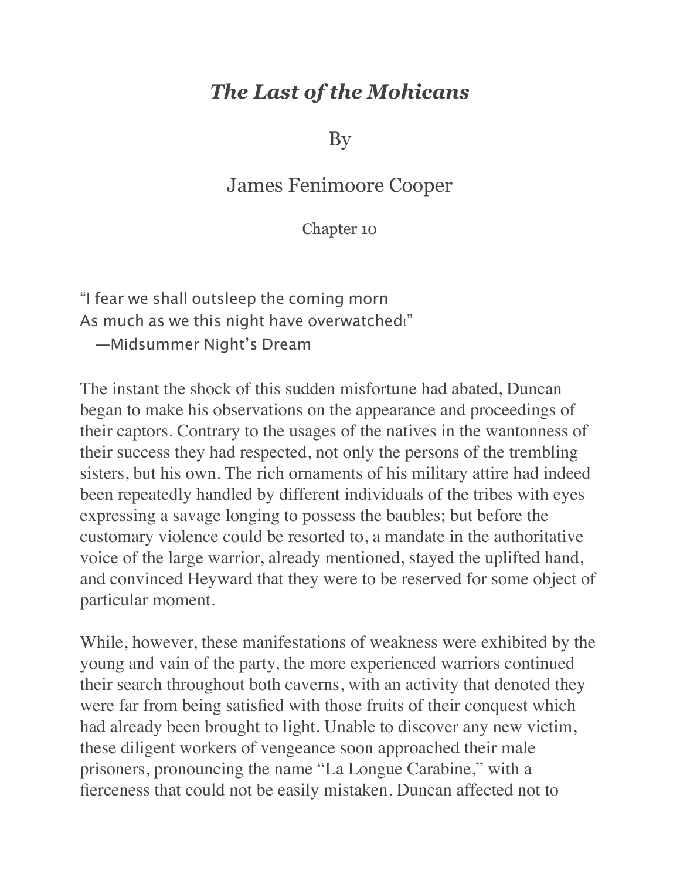# *The Last of the Mohicans*

By

James Fenimoore Cooper

Chapter 10

"I fear we shall outsleep the coming morn
As much as we this night have overwatched!"
—Midsummer Night's Dream

The instant the shock of this sudden misfortune had abated, Duncan began to make his observations on the appearance and proceedings of their captors. Contrary to the usages of the natives in the wantonness of their success they had respected, not only the persons of the trembling sisters, but his own. The rich ornaments of his military attire had indeed been repeatedly handled by different individuals of the tribes with eyes expressing a savage longing to possess the baubles; but before the customary violence could be resorted to, a mandate in the authoritative voice of the large warrior, already mentioned, stayed the uplifted hand, and convinced Heyward that they were to be reserved for some object of particular moment.

While, however, these manifestations of weakness were exhibited by the young and vain of the party, the more experienced warriors continued their search throughout both caverns, with an activity that denoted they were far from being satisfied with those fruits of their conquest which had already been brought to light. Unable to discover any new victim, these diligent workers of vengeance soon approached their male prisoners, pronouncing the name "La Longue Carabine," with a fierceness that could not be easily mistaken. Duncan affected not to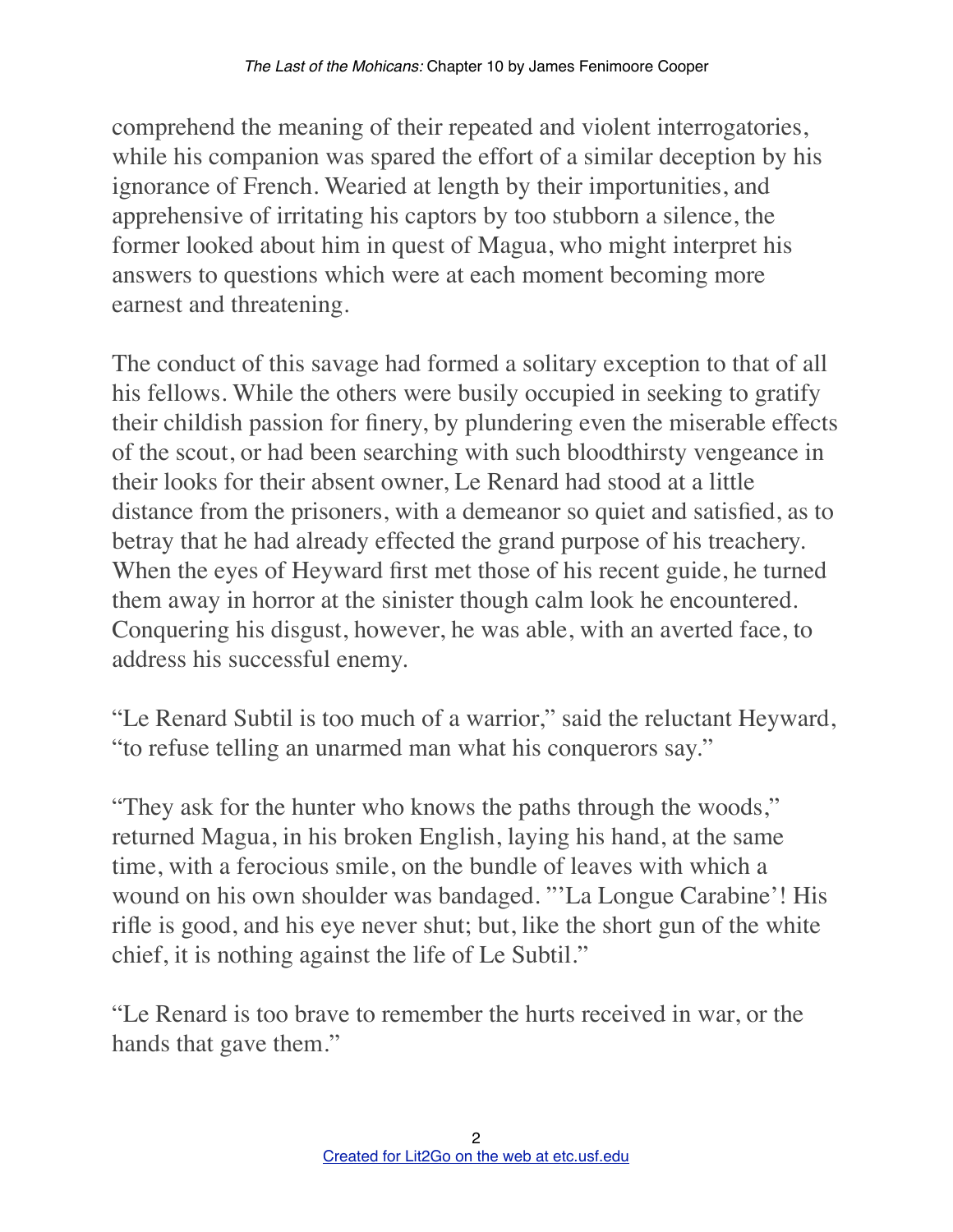comprehend the meaning of their repeated and violent interrogatories, while his companion was spared the effort of a similar deception by his ignorance of French. Wearied at length by their importunities, and apprehensive of irritating his captors by too stubborn a silence, the former looked about him in quest of Magua, who might interpret his answers to questions which were at each moment becoming more earnest and threatening.

The conduct of this savage had formed a solitary exception to that of all his fellows. While the others were busily occupied in seeking to gratify their childish passion for finery, by plundering even the miserable effects of the scout, or had been searching with such bloodthirsty vengeance in their looks for their absent owner, Le Renard had stood at a little distance from the prisoners, with a demeanor so quiet and satisfied, as to betray that he had already effected the grand purpose of his treachery. When the eyes of Heyward first met those of his recent guide, he turned them away in horror at the sinister though calm look he encountered. Conquering his disgust, however, he was able, with an averted face, to address his successful enemy.

"Le Renard Subtil is too much of a warrior," said the reluctant Heyward, "to refuse telling an unarmed man what his conquerors say."

"They ask for the hunter who knows the paths through the woods," returned Magua, in his broken English, laying his hand, at the same time, with a ferocious smile, on the bundle of leaves with which a wound on his own shoulder was bandaged. "'La Longue Carabine'! His rifle is good, and his eye never shut; but, like the short gun of the white chief, it is nothing against the life of Le Subtil."

"Le Renard is too brave to remember the hurts received in war, or the hands that gave them."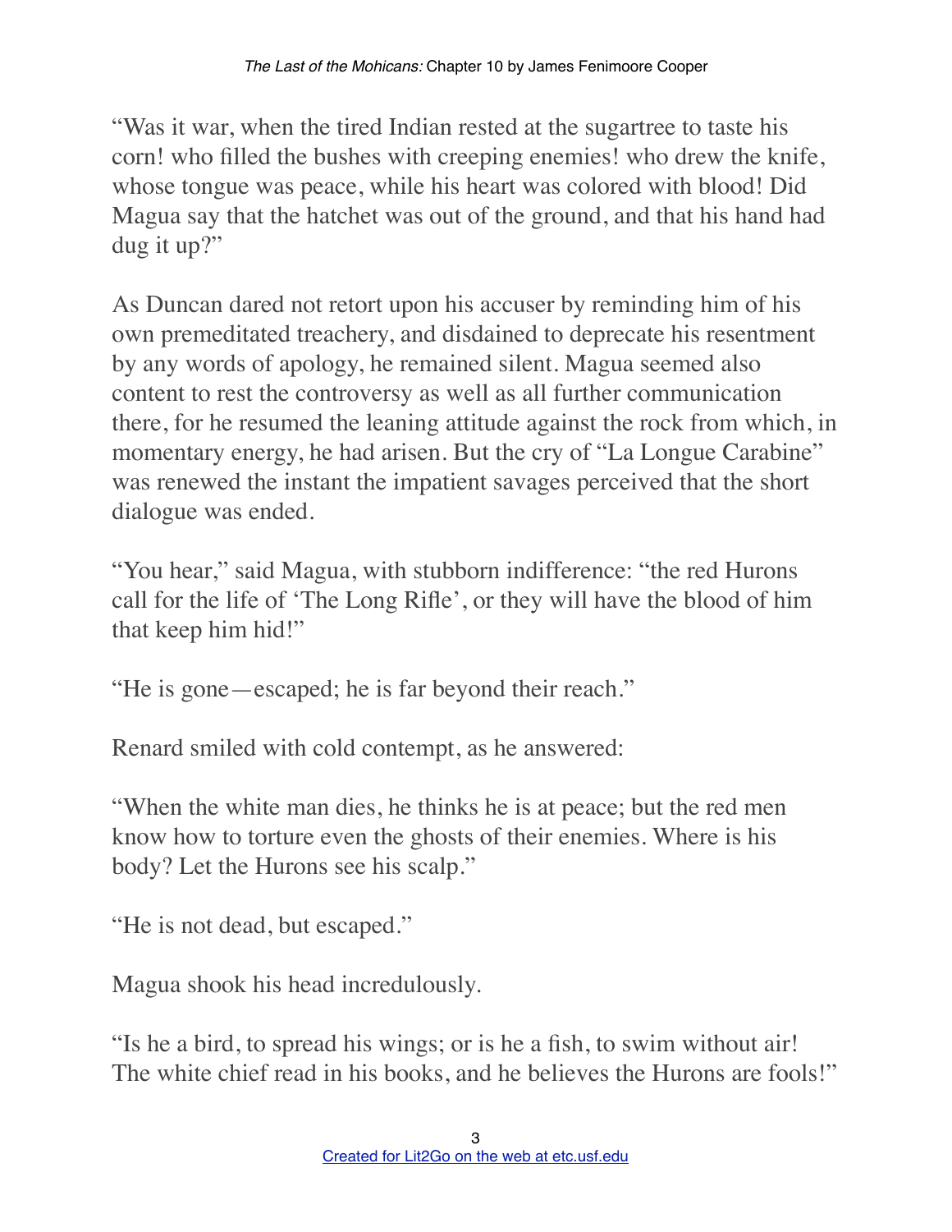"Was it war, when the tired Indian rested at the sugartree to taste his corn! who filled the bushes with creeping enemies! who drew the knife, whose tongue was peace, while his heart was colored with blood! Did Magua say that the hatchet was out of the ground, and that his hand had dug it up?"

As Duncan dared not retort upon his accuser by reminding him of his own premeditated treachery, and disdained to deprecate his resentment by any words of apology, he remained silent. Magua seemed also content to rest the controversy as well as all further communication there, for he resumed the leaning attitude against the rock from which, in momentary energy, he had arisen. But the cry of "La Longue Carabine" was renewed the instant the impatient savages perceived that the short dialogue was ended.

"You hear," said Magua, with stubborn indifference: "the red Hurons call for the life of 'The Long Rifle', or they will have the blood of him that keep him hid!"

"He is gone—escaped; he is far beyond their reach."

Renard smiled with cold contempt, as he answered:

"When the white man dies, he thinks he is at peace; but the red men know how to torture even the ghosts of their enemies. Where is his body? Let the Hurons see his scalp."

"He is not dead, but escaped."

Magua shook his head incredulously.

"Is he a bird, to spread his wings; or is he a fish, to swim without air! The white chief read in his books, and he believes the Hurons are fools!"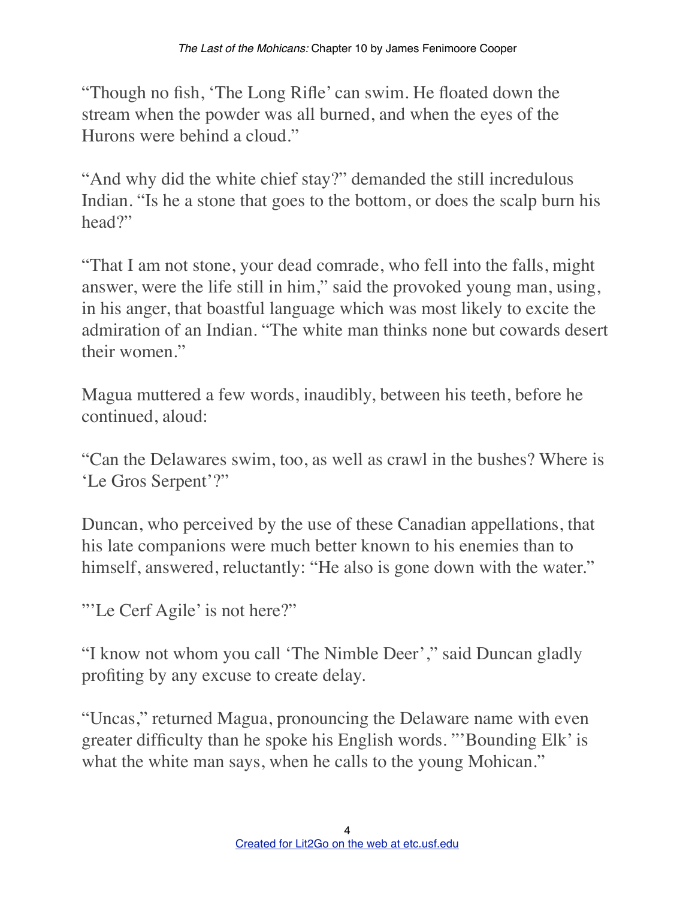"Though no fish, 'The Long Rifle' can swim. He floated down the stream when the powder was all burned, and when the eyes of the Hurons were behind a cloud."

"And why did the white chief stay?" demanded the still incredulous Indian. "Is he a stone that goes to the bottom, or does the scalp burn his head?"

"That I am not stone, your dead comrade, who fell into the falls, might answer, were the life still in him," said the provoked young man, using, in his anger, that boastful language which was most likely to excite the admiration of an Indian. "The white man thinks none but cowards desert their women."

Magua muttered a few words, inaudibly, between his teeth, before he continued, aloud:

"Can the Delawares swim, too, as well as crawl in the bushes? Where is 'Le Gros Serpent'?"

Duncan, who perceived by the use of these Canadian appellations, that his late companions were much better known to his enemies than to himself, answered, reluctantly: "He also is gone down with the water."

"'Le Cerf Agile' is not here?"

"I know not whom you call 'The Nimble Deer'," said Duncan gladly profiting by any excuse to create delay.

"Uncas," returned Magua, pronouncing the Delaware name with even greater difficulty than he spoke his English words. "'Bounding Elk' is what the white man says, when he calls to the young Mohican."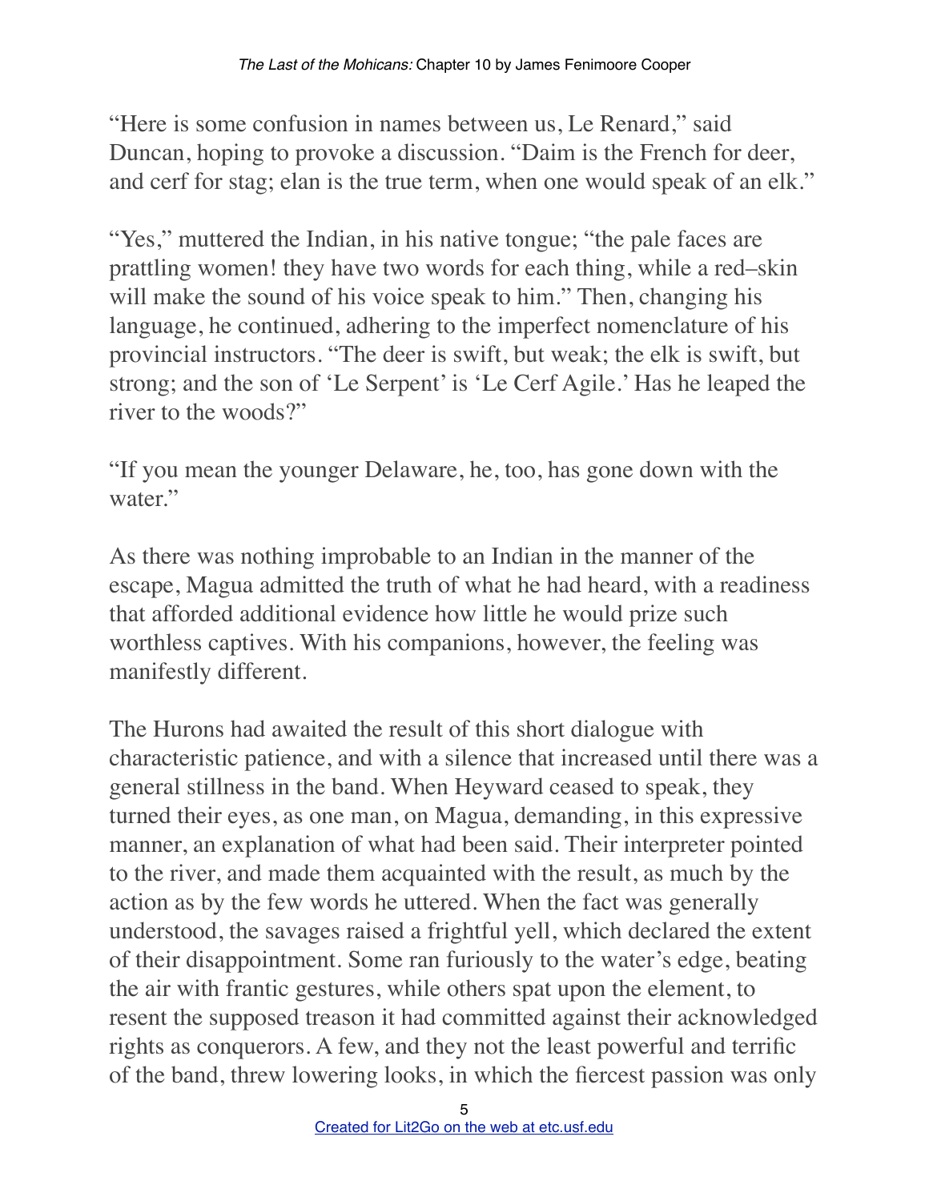"Here is some confusion in names between us, Le Renard," said Duncan, hoping to provoke a discussion. "Daim is the French for deer, and cerf for stag; elan is the true term, when one would speak of an elk."

"Yes," muttered the Indian, in his native tongue; "the pale faces are prattling women! they have two words for each thing, while a red–skin will make the sound of his voice speak to him." Then, changing his language, he continued, adhering to the imperfect nomenclature of his provincial instructors. "The deer is swift, but weak; the elk is swift, but strong; and the son of 'Le Serpent' is 'Le Cerf Agile.' Has he leaped the river to the woods?"

"If you mean the younger Delaware, he, too, has gone down with the water."

As there was nothing improbable to an Indian in the manner of the escape, Magua admitted the truth of what he had heard, with a readiness that afforded additional evidence how little he would prize such worthless captives. With his companions, however, the feeling was manifestly different.

The Hurons had awaited the result of this short dialogue with characteristic patience, and with a silence that increased until there was a general stillness in the band. When Heyward ceased to speak, they turned their eyes, as one man, on Magua, demanding, in this expressive manner, an explanation of what had been said. Their interpreter pointed to the river, and made them acquainted with the result, as much by the action as by the few words he uttered. When the fact was generally understood, the savages raised a frightful yell, which declared the extent of their disappointment. Some ran furiously to the water's edge, beating the air with frantic gestures, while others spat upon the element, to resent the supposed treason it had committed against their acknowledged rights as conquerors. A few, and they not the least powerful and terrific of the band, threw lowering looks, in which the fiercest passion was only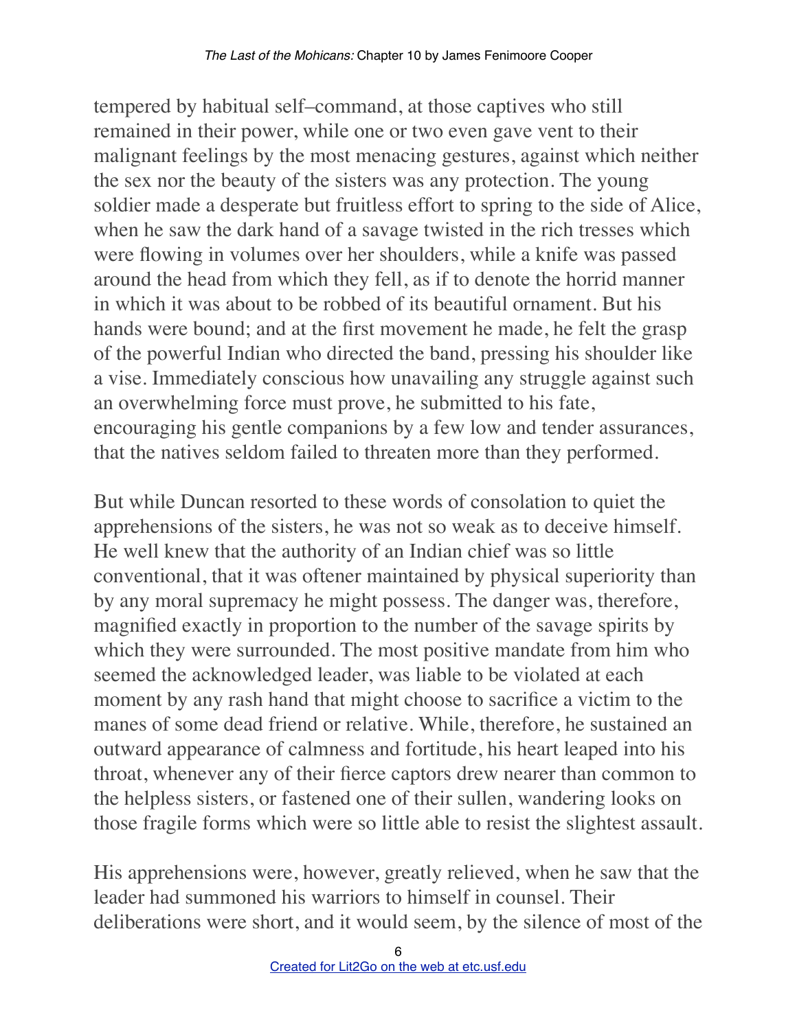tempered by habitual self–command, at those captives who still remained in their power, while one or two even gave vent to their malignant feelings by the most menacing gestures, against which neither the sex nor the beauty of the sisters was any protection. The young soldier made a desperate but fruitless effort to spring to the side of Alice, when he saw the dark hand of a savage twisted in the rich tresses which were flowing in volumes over her shoulders, while a knife was passed around the head from which they fell, as if to denote the horrid manner in which it was about to be robbed of its beautiful ornament. But his hands were bound; and at the first movement he made, he felt the grasp of the powerful Indian who directed the band, pressing his shoulder like a vise. Immediately conscious how unavailing any struggle against such an overwhelming force must prove, he submitted to his fate, encouraging his gentle companions by a few low and tender assurances, that the natives seldom failed to threaten more than they performed.

But while Duncan resorted to these words of consolation to quiet the apprehensions of the sisters, he was not so weak as to deceive himself. He well knew that the authority of an Indian chief was so little conventional, that it was oftener maintained by physical superiority than by any moral supremacy he might possess. The danger was, therefore, magnified exactly in proportion to the number of the savage spirits by which they were surrounded. The most positive mandate from him who seemed the acknowledged leader, was liable to be violated at each moment by any rash hand that might choose to sacrifice a victim to the manes of some dead friend or relative. While, therefore, he sustained an outward appearance of calmness and fortitude, his heart leaped into his throat, whenever any of their fierce captors drew nearer than common to the helpless sisters, or fastened one of their sullen, wandering looks on those fragile forms which were so little able to resist the slightest assault.

His apprehensions were, however, greatly relieved, when he saw that the leader had summoned his warriors to himself in counsel. Their deliberations were short, and it would seem, by the silence of most of the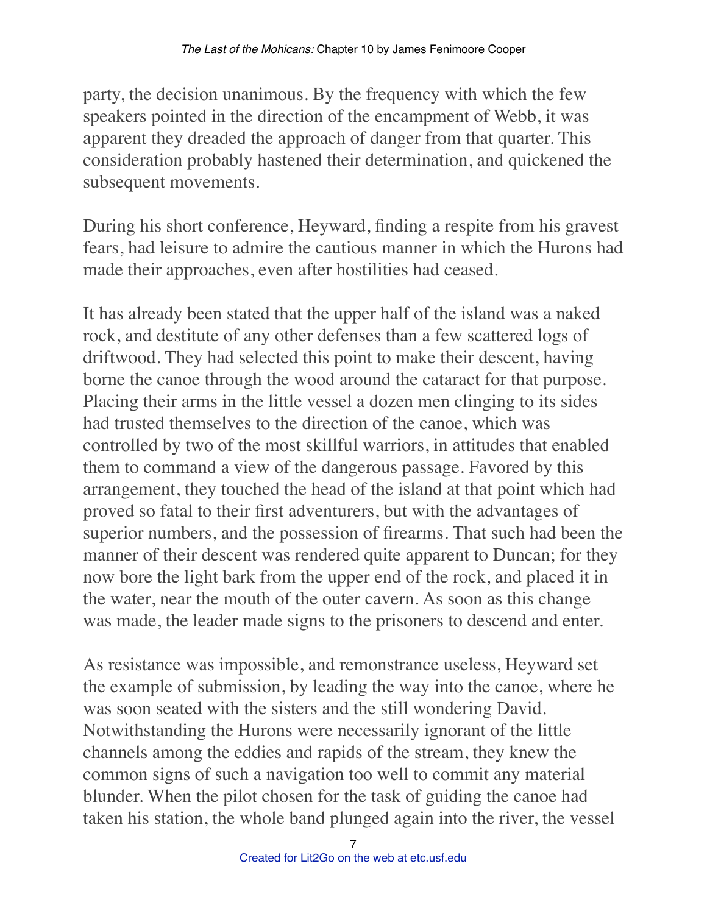party, the decision unanimous. By the frequency with which the few speakers pointed in the direction of the encampment of Webb, it was apparent they dreaded the approach of danger from that quarter. This consideration probably hastened their determination, and quickened the subsequent movements.

During his short conference, Heyward, finding a respite from his gravest fears, had leisure to admire the cautious manner in which the Hurons had made their approaches, even after hostilities had ceased.

It has already been stated that the upper half of the island was a naked rock, and destitute of any other defenses than a few scattered logs of driftwood. They had selected this point to make their descent, having borne the canoe through the wood around the cataract for that purpose. Placing their arms in the little vessel a dozen men clinging to its sides had trusted themselves to the direction of the canoe, which was controlled by two of the most skillful warriors, in attitudes that enabled them to command a view of the dangerous passage. Favored by this arrangement, they touched the head of the island at that point which had proved so fatal to their first adventurers, but with the advantages of superior numbers, and the possession of firearms. That such had been the manner of their descent was rendered quite apparent to Duncan; for they now bore the light bark from the upper end of the rock, and placed it in the water, near the mouth of the outer cavern. As soon as this change was made, the leader made signs to the prisoners to descend and enter.

As resistance was impossible, and remonstrance useless, Heyward set the example of submission, by leading the way into the canoe, where he was soon seated with the sisters and the still wondering David. Notwithstanding the Hurons were necessarily ignorant of the little channels among the eddies and rapids of the stream, they knew the common signs of such a navigation too well to commit any material blunder. When the pilot chosen for the task of guiding the canoe had taken his station, the whole band plunged again into the river, the vessel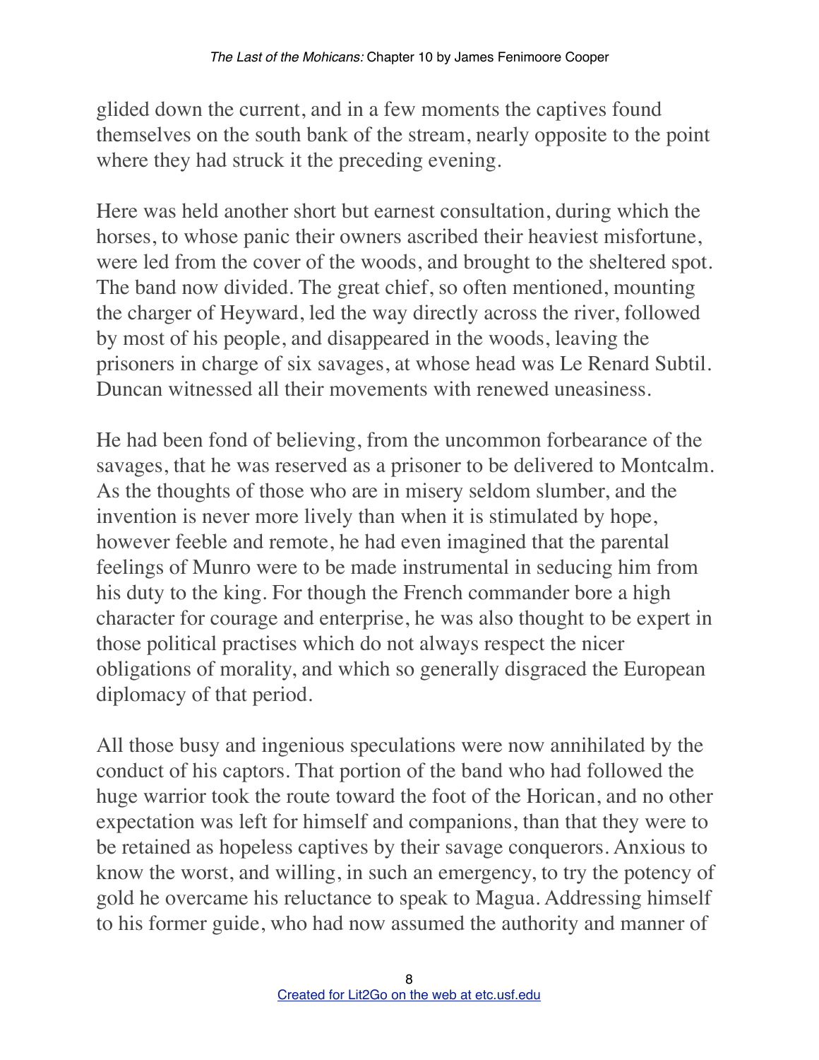glided down the current, and in a few moments the captives found themselves on the south bank of the stream, nearly opposite to the point where they had struck it the preceding evening.

Here was held another short but earnest consultation, during which the horses, to whose panic their owners ascribed their heaviest misfortune, were led from the cover of the woods, and brought to the sheltered spot. The band now divided. The great chief, so often mentioned, mounting the charger of Heyward, led the way directly across the river, followed by most of his people, and disappeared in the woods, leaving the prisoners in charge of six savages, at whose head was Le Renard Subtil. Duncan witnessed all their movements with renewed uneasiness.

He had been fond of believing, from the uncommon forbearance of the savages, that he was reserved as a prisoner to be delivered to Montcalm. As the thoughts of those who are in misery seldom slumber, and the invention is never more lively than when it is stimulated by hope, however feeble and remote, he had even imagined that the parental feelings of Munro were to be made instrumental in seducing him from his duty to the king. For though the French commander bore a high character for courage and enterprise, he was also thought to be expert in those political practises which do not always respect the nicer obligations of morality, and which so generally disgraced the European diplomacy of that period.

All those busy and ingenious speculations were now annihilated by the conduct of his captors. That portion of the band who had followed the huge warrior took the route toward the foot of the Horican, and no other expectation was left for himself and companions, than that they were to be retained as hopeless captives by their savage conquerors. Anxious to know the worst, and willing, in such an emergency, to try the potency of gold he overcame his reluctance to speak to Magua. Addressing himself to his former guide, who had now assumed the authority and manner of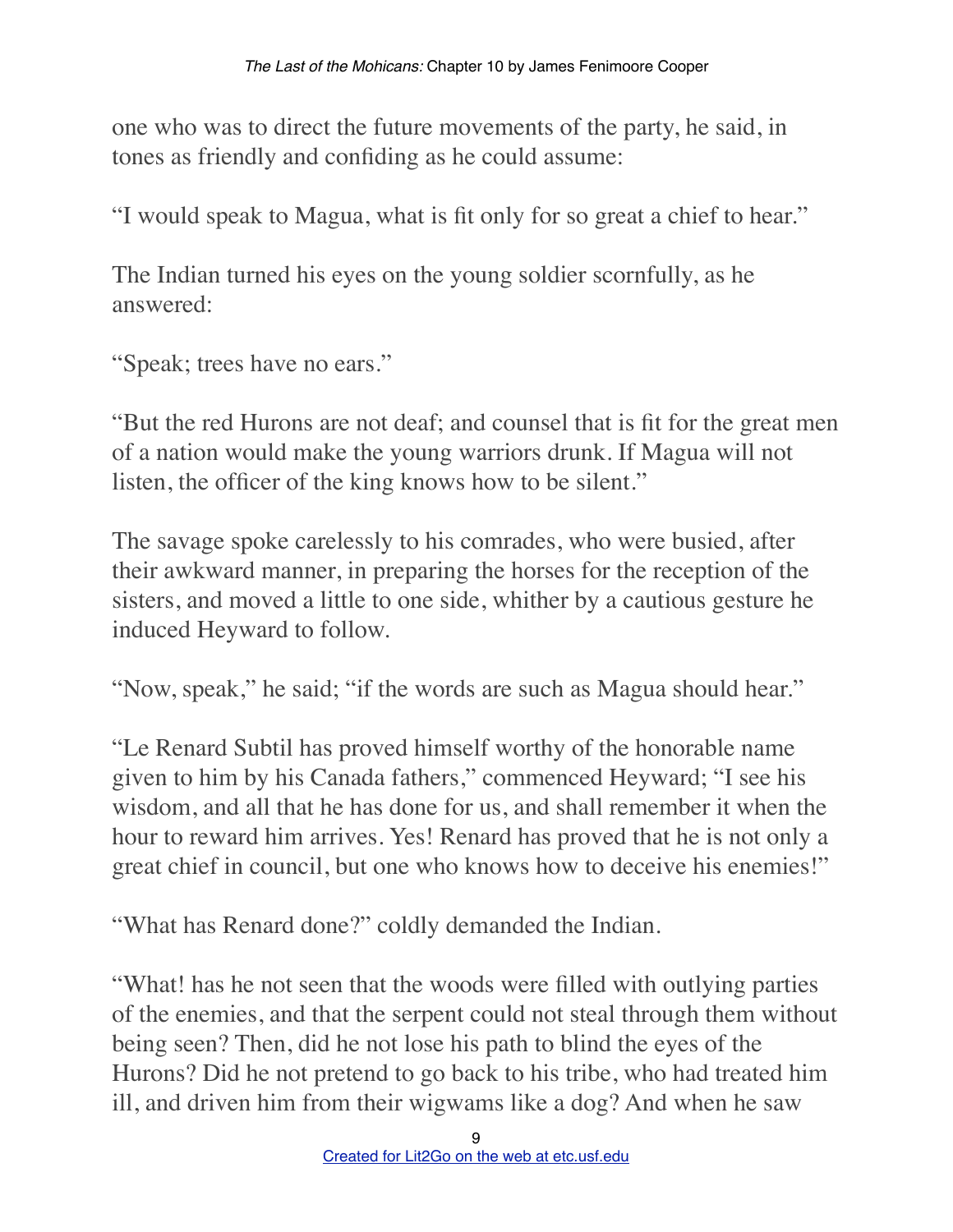one who was to direct the future movements of the party, he said, in tones as friendly and confiding as he could assume:

"I would speak to Magua, what is fit only for so great a chief to hear."

The Indian turned his eyes on the young soldier scornfully, as he answered:

"Speak; trees have no ears."

"But the red Hurons are not deaf; and counsel that is fit for the great men of a nation would make the young warriors drunk. If Magua will not listen, the officer of the king knows how to be silent."

The savage spoke carelessly to his comrades, who were busied, after their awkward manner, in preparing the horses for the reception of the sisters, and moved a little to one side, whither by a cautious gesture he induced Heyward to follow.

"Now, speak," he said; "if the words are such as Magua should hear."

"Le Renard Subtil has proved himself worthy of the honorable name given to him by his Canada fathers," commenced Heyward; "I see his wisdom, and all that he has done for us, and shall remember it when the hour to reward him arrives. Yes! Renard has proved that he is not only a great chief in council, but one who knows how to deceive his enemies!"

"What has Renard done?" coldly demanded the Indian.

"What! has he not seen that the woods were filled with outlying parties of the enemies, and that the serpent could not steal through them without being seen? Then, did he not lose his path to blind the eyes of the Hurons? Did he not pretend to go back to his tribe, who had treated him ill, and driven him from their wigwams like a dog? And when he saw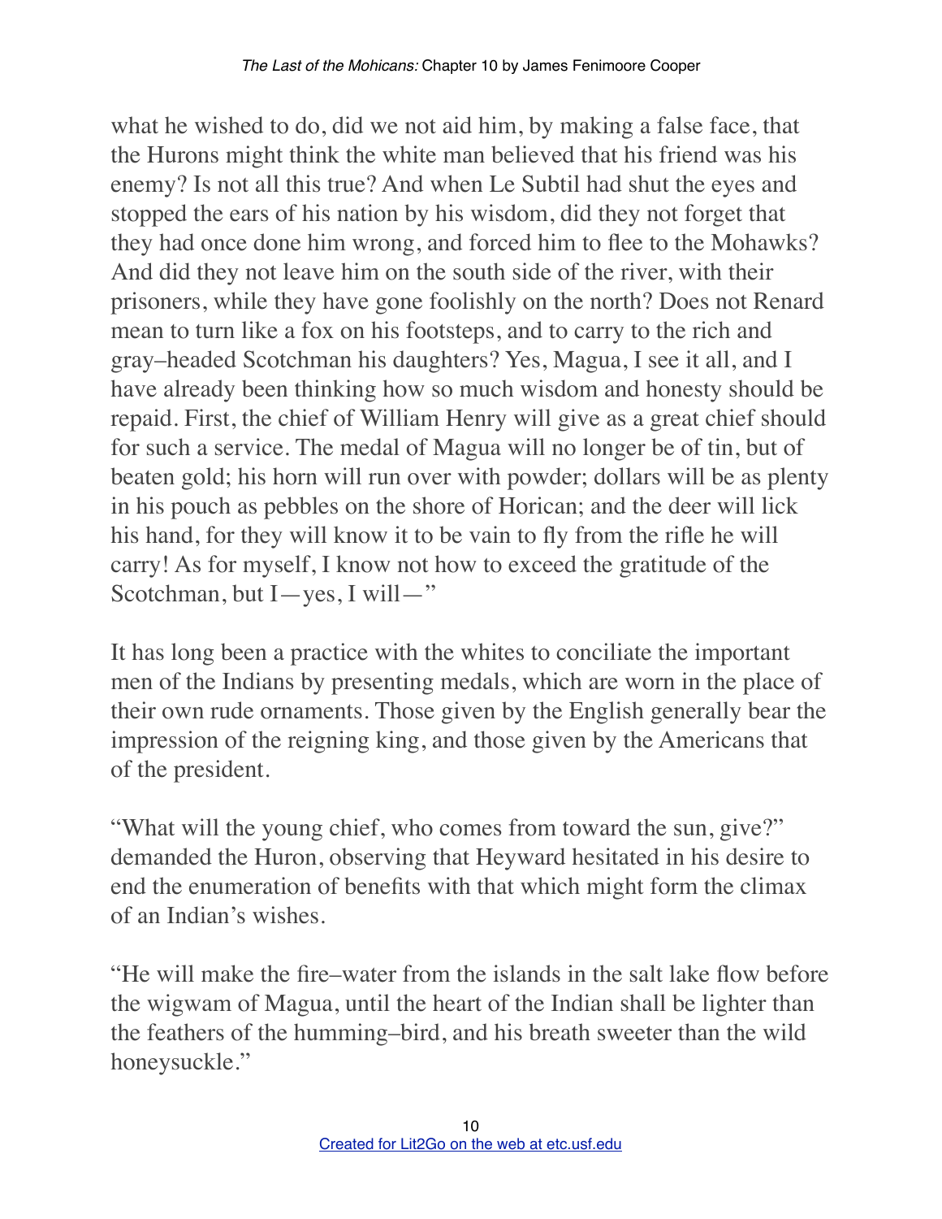what he wished to do, did we not aid him, by making a false face, that the Hurons might think the white man believed that his friend was his enemy? Is not all this true? And when Le Subtil had shut the eyes and stopped the ears of his nation by his wisdom, did they not forget that they had once done him wrong, and forced him to flee to the Mohawks? And did they not leave him on the south side of the river, with their prisoners, while they have gone foolishly on the north? Does not Renard mean to turn like a fox on his footsteps, and to carry to the rich and gray–headed Scotchman his daughters? Yes, Magua, I see it all, and I have already been thinking how so much wisdom and honesty should be repaid. First, the chief of William Henry will give as a great chief should for such a service. The medal of Magua will no longer be of tin, but of beaten gold; his horn will run over with powder; dollars will be as plenty in his pouch as pebbles on the shore of Horican; and the deer will lick his hand, for they will know it to be vain to fly from the rifle he will carry! As for myself, I know not how to exceed the gratitude of the Scotchman, but I—yes, I will—"

It has long been a practice with the whites to conciliate the important men of the Indians by presenting medals, which are worn in the place of their own rude ornaments. Those given by the English generally bear the impression of the reigning king, and those given by the Americans that of the president.

"What will the young chief, who comes from toward the sun, give?" demanded the Huron, observing that Heyward hesitated in his desire to end the enumeration of benefits with that which might form the climax of an Indian's wishes.

"He will make the fire–water from the islands in the salt lake flow before the wigwam of Magua, until the heart of the Indian shall be lighter than the feathers of the humming–bird, and his breath sweeter than the wild honeysuckle."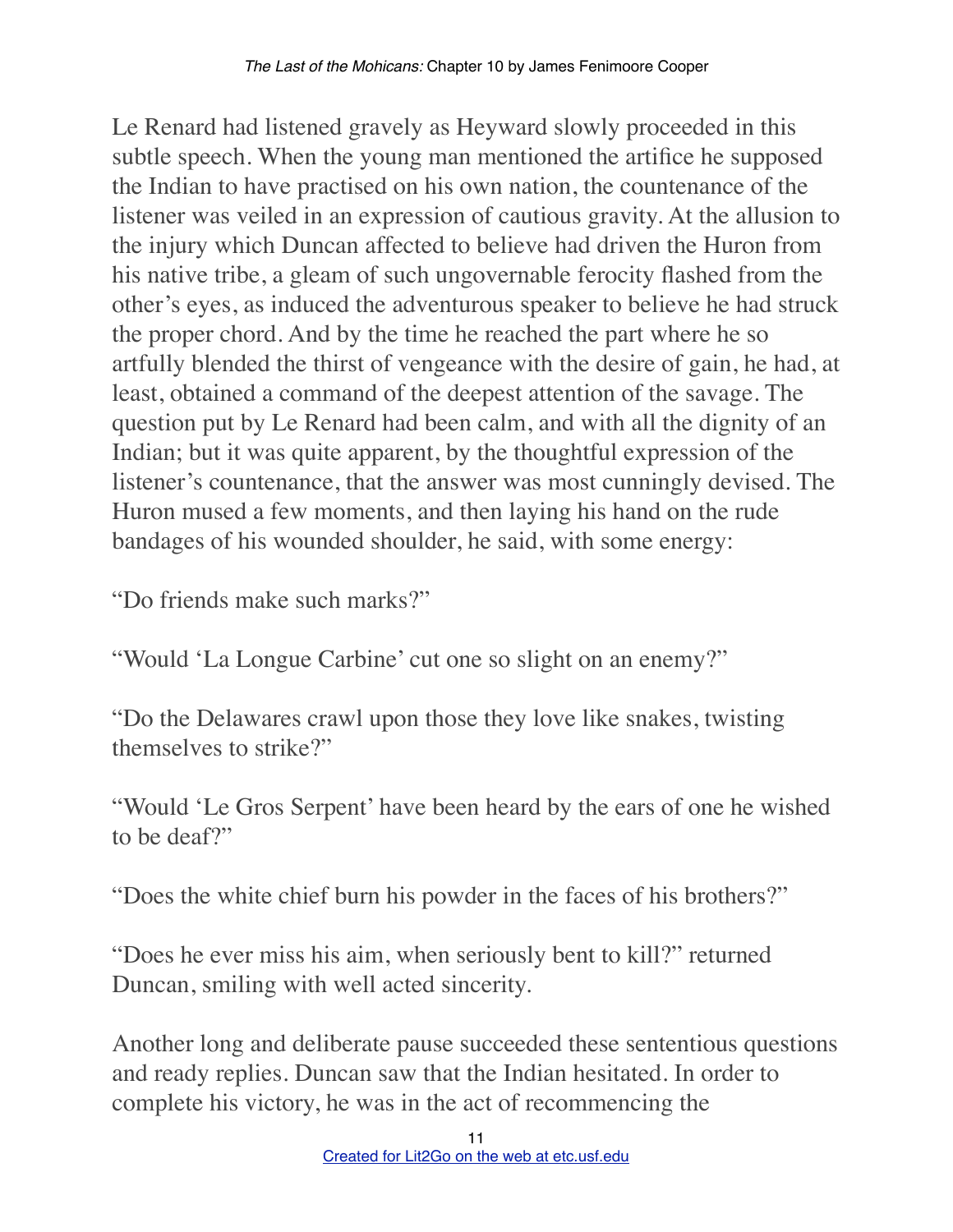Le Renard had listened gravely as Heyward slowly proceeded in this subtle speech. When the young man mentioned the artifice he supposed the Indian to have practised on his own nation, the countenance of the listener was veiled in an expression of cautious gravity. At the allusion to the injury which Duncan affected to believe had driven the Huron from his native tribe, a gleam of such ungovernable ferocity flashed from the other's eyes, as induced the adventurous speaker to believe he had struck the proper chord. And by the time he reached the part where he so artfully blended the thirst of vengeance with the desire of gain, he had, at least, obtained a command of the deepest attention of the savage. The question put by Le Renard had been calm, and with all the dignity of an Indian; but it was quite apparent, by the thoughtful expression of the listener's countenance, that the answer was most cunningly devised. The Huron mused a few moments, and then laying his hand on the rude bandages of his wounded shoulder, he said, with some energy:

"Do friends make such marks?"

"Would 'La Longue Carbine' cut one so slight on an enemy?"

"Do the Delawares crawl upon those they love like snakes, twisting themselves to strike?"

"Would 'Le Gros Serpent' have been heard by the ears of one he wished to be deaf?"

"Does the white chief burn his powder in the faces of his brothers?"

"Does he ever miss his aim, when seriously bent to kill?" returned Duncan, smiling with well acted sincerity.

Another long and deliberate pause succeeded these sententious questions and ready replies. Duncan saw that the Indian hesitated. In order to complete his victory, he was in the act of recommencing the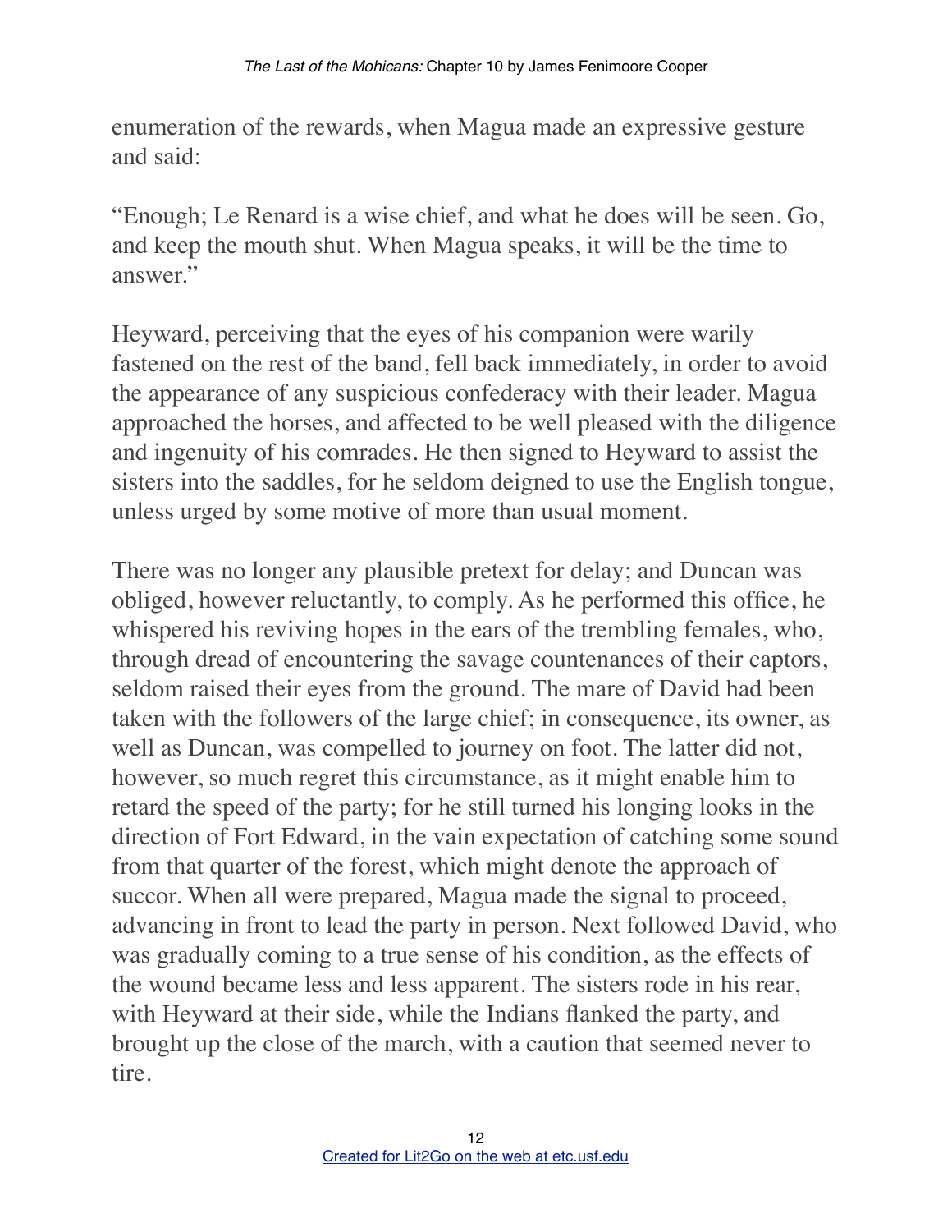enumeration of the rewards, when Magua made an expressive gesture and said:

"Enough; Le Renard is a wise chief, and what he does will be seen. Go, and keep the mouth shut. When Magua speaks, it will be the time to answer."

Heyward, perceiving that the eyes of his companion were warily fastened on the rest of the band, fell back immediately, in order to avoid the appearance of any suspicious confederacy with their leader. Magua approached the horses, and affected to be well pleased with the diligence and ingenuity of his comrades. He then signed to Heyward to assist the sisters into the saddles, for he seldom deigned to use the English tongue, unless urged by some motive of more than usual moment.

There was no longer any plausible pretext for delay; and Duncan was obliged, however reluctantly, to comply. As he performed this office, he whispered his reviving hopes in the ears of the trembling females, who, through dread of encountering the savage countenances of their captors, seldom raised their eyes from the ground. The mare of David had been taken with the followers of the large chief; in consequence, its owner, as well as Duncan, was compelled to journey on foot. The latter did not, however, so much regret this circumstance, as it might enable him to retard the speed of the party; for he still turned his longing looks in the direction of Fort Edward, in the vain expectation of catching some sound from that quarter of the forest, which might denote the approach of succor. When all were prepared, Magua made the signal to proceed, advancing in front to lead the party in person. Next followed David, who was gradually coming to a true sense of his condition, as the effects of the wound became less and less apparent. The sisters rode in his rear, with Heyward at their side, while the Indians flanked the party, and brought up the close of the march, with a caution that seemed never to tire.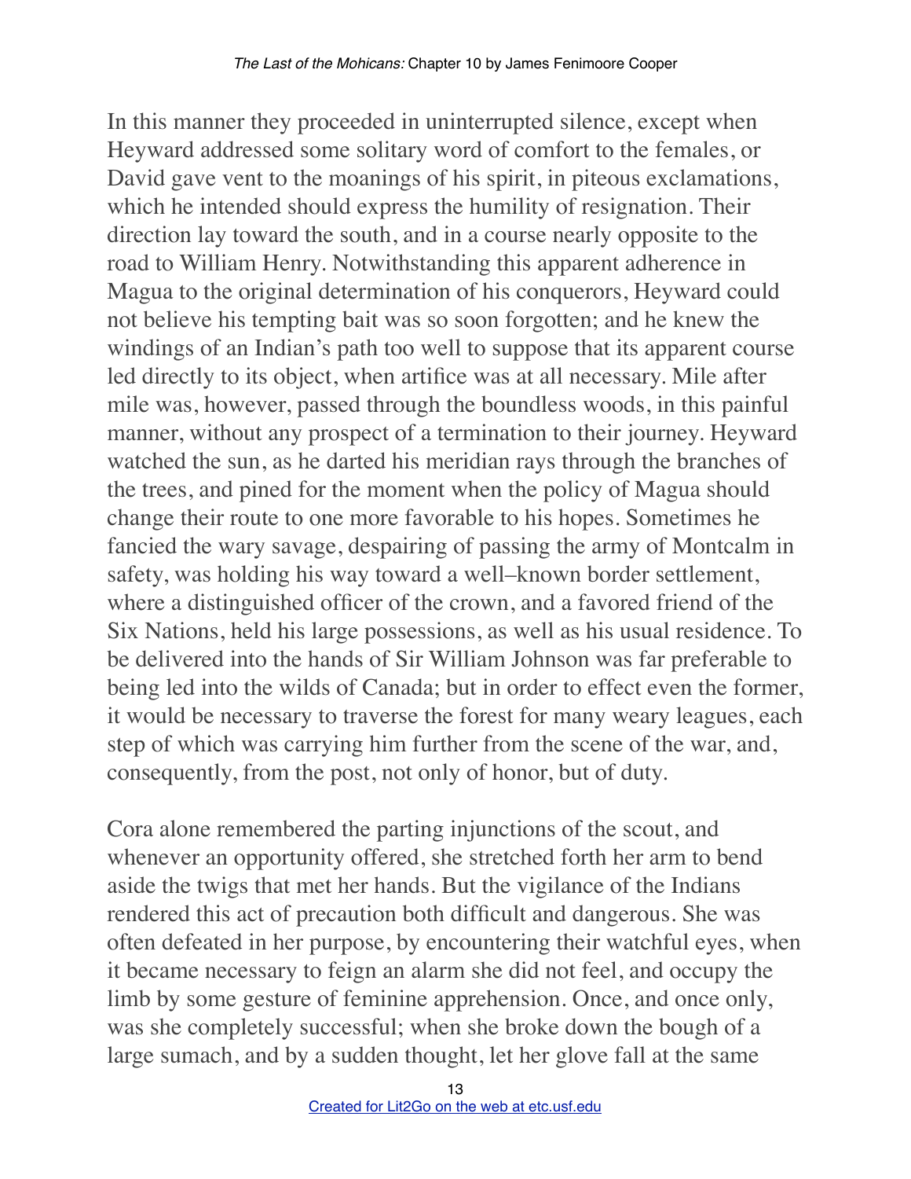In this manner they proceeded in uninterrupted silence, except when Heyward addressed some solitary word of comfort to the females, or David gave vent to the moanings of his spirit, in piteous exclamations, which he intended should express the humility of resignation. Their direction lay toward the south, and in a course nearly opposite to the road to William Henry. Notwithstanding this apparent adherence in Magua to the original determination of his conquerors, Heyward could not believe his tempting bait was so soon forgotten; and he knew the windings of an Indian's path too well to suppose that its apparent course led directly to its object, when artifice was at all necessary. Mile after mile was, however, passed through the boundless woods, in this painful manner, without any prospect of a termination to their journey. Heyward watched the sun, as he darted his meridian rays through the branches of the trees, and pined for the moment when the policy of Magua should change their route to one more favorable to his hopes. Sometimes he fancied the wary savage, despairing of passing the army of Montcalm in safety, was holding his way toward a well–known border settlement, where a distinguished officer of the crown, and a favored friend of the Six Nations, held his large possessions, as well as his usual residence. To be delivered into the hands of Sir William Johnson was far preferable to being led into the wilds of Canada; but in order to effect even the former, it would be necessary to traverse the forest for many weary leagues, each step of which was carrying him further from the scene of the war, and, consequently, from the post, not only of honor, but of duty.

Cora alone remembered the parting injunctions of the scout, and whenever an opportunity offered, she stretched forth her arm to bend aside the twigs that met her hands. But the vigilance of the Indians rendered this act of precaution both difficult and dangerous. She was often defeated in her purpose, by encountering their watchful eyes, when it became necessary to feign an alarm she did not feel, and occupy the limb by some gesture of feminine apprehension. Once, and once only, was she completely successful; when she broke down the bough of a large sumach, and by a sudden thought, let her glove fall at the same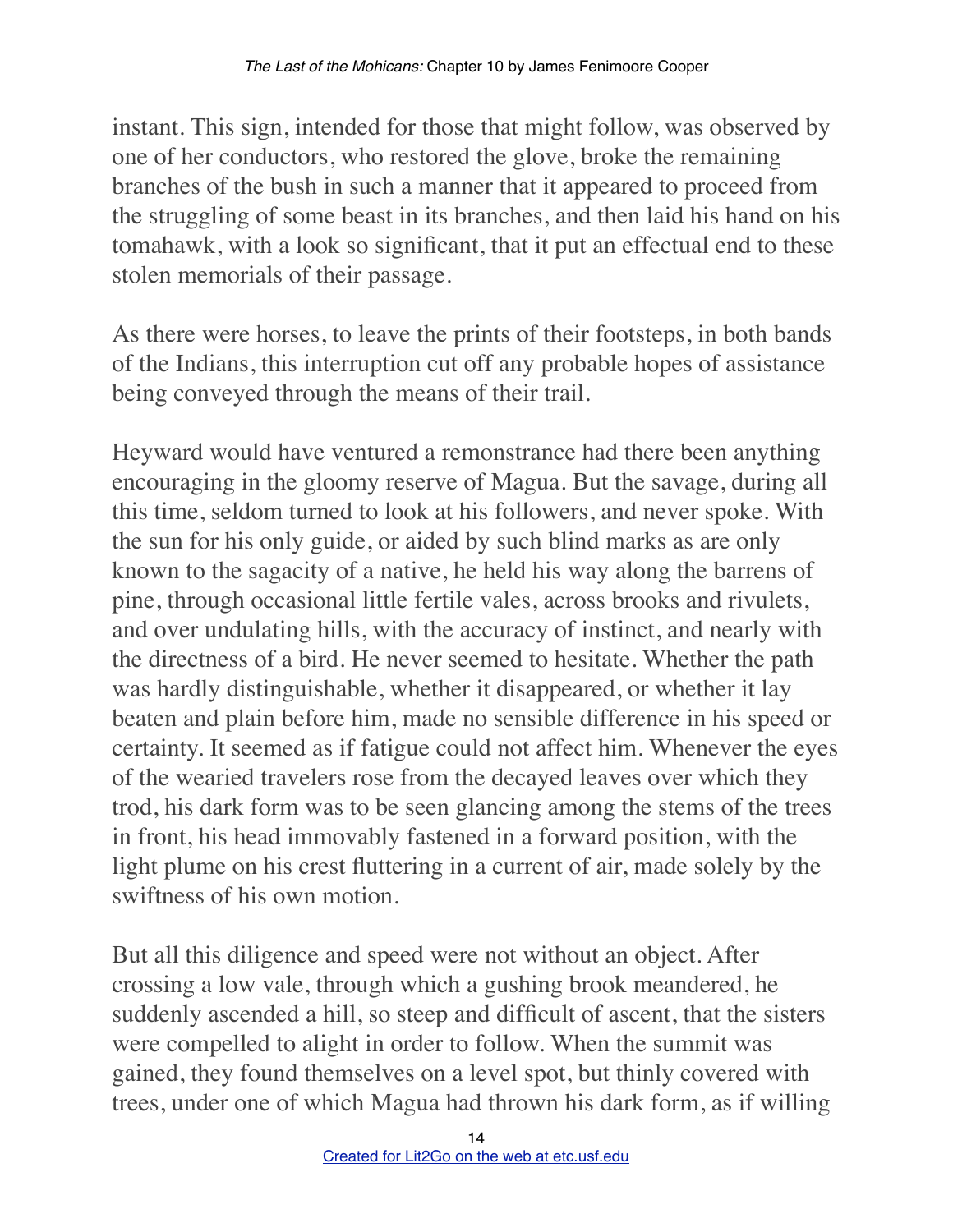instant. This sign, intended for those that might follow, was observed by one of her conductors, who restored the glove, broke the remaining branches of the bush in such a manner that it appeared to proceed from the struggling of some beast in its branches, and then laid his hand on his tomahawk, with a look so significant, that it put an effectual end to these stolen memorials of their passage.

As there were horses, to leave the prints of their footsteps, in both bands of the Indians, this interruption cut off any probable hopes of assistance being conveyed through the means of their trail.

Heyward would have ventured a remonstrance had there been anything encouraging in the gloomy reserve of Magua. But the savage, during all this time, seldom turned to look at his followers, and never spoke. With the sun for his only guide, or aided by such blind marks as are only known to the sagacity of a native, he held his way along the barrens of pine, through occasional little fertile vales, across brooks and rivulets, and over undulating hills, with the accuracy of instinct, and nearly with the directness of a bird. He never seemed to hesitate. Whether the path was hardly distinguishable, whether it disappeared, or whether it lay beaten and plain before him, made no sensible difference in his speed or certainty. It seemed as if fatigue could not affect him. Whenever the eyes of the wearied travelers rose from the decayed leaves over which they trod, his dark form was to be seen glancing among the stems of the trees in front, his head immovably fastened in a forward position, with the light plume on his crest fluttering in a current of air, made solely by the swiftness of his own motion.

But all this diligence and speed were not without an object. After crossing a low vale, through which a gushing brook meandered, he suddenly ascended a hill, so steep and difficult of ascent, that the sisters were compelled to alight in order to follow. When the summit was gained, they found themselves on a level spot, but thinly covered with trees, under one of which Magua had thrown his dark form, as if willing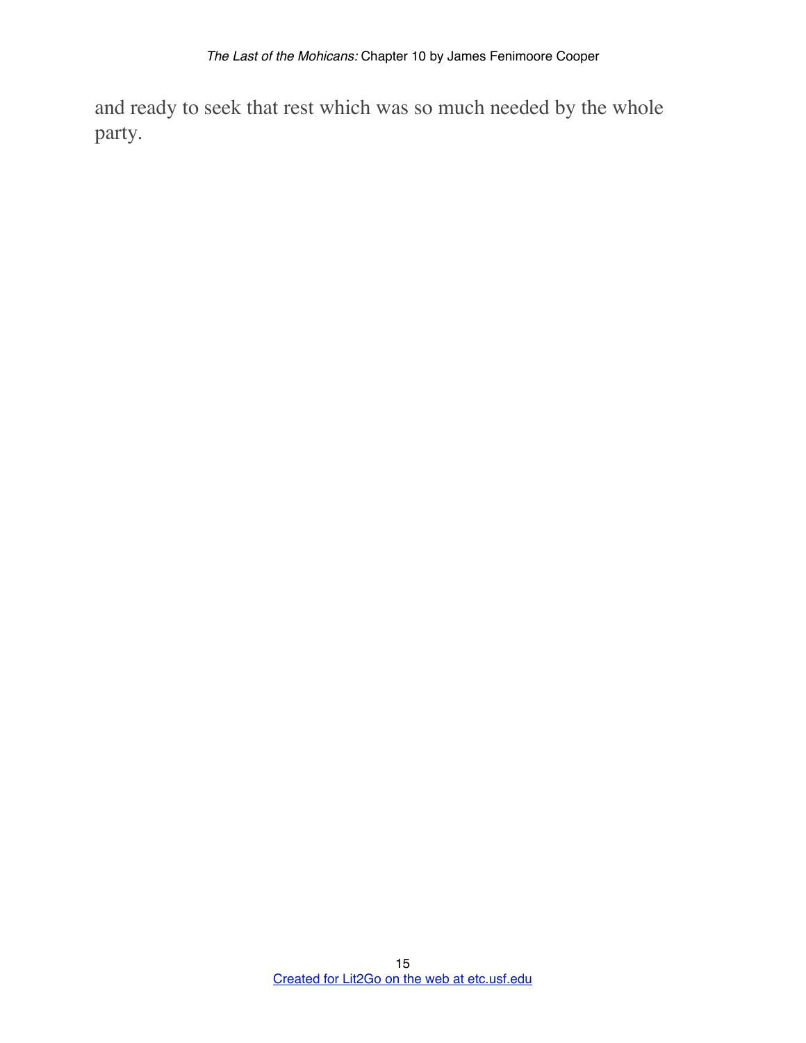and ready to seek that rest which was so much needed by the whole party.